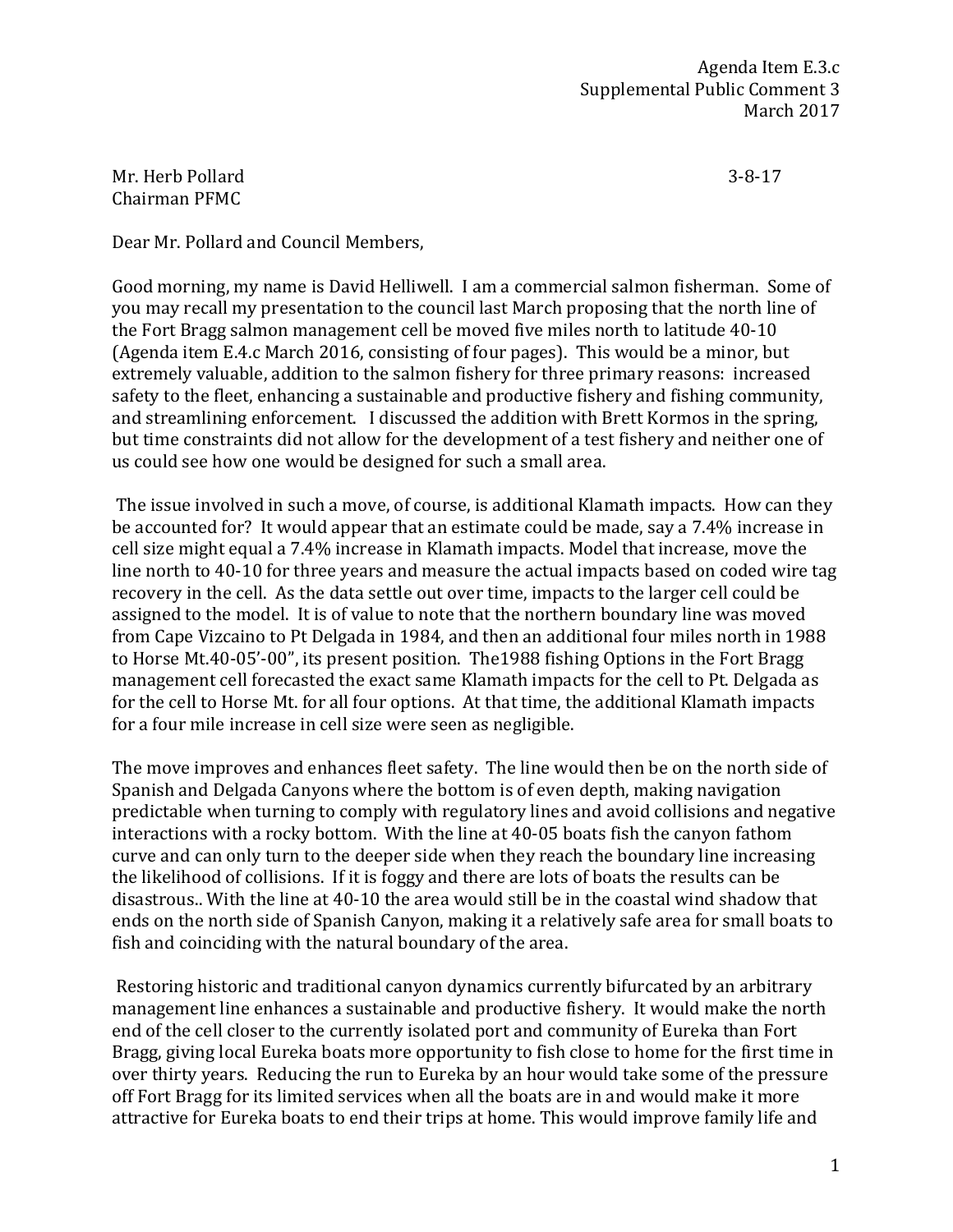Agenda Item E.3.c
Supplemental Public Comment 3
March 2017

Mr. Herb Pollard 3-8-17
Chairman PFMC

Dear Mr. Pollard and Council Members,

Good morning, my name is David Helliwell. I am a commercial salmon fisherman. Some of you may recall my presentation to the council last March proposing that the north line of the Fort Bragg salmon management cell be moved five miles north to latitude 40-10 (Agenda item E.4.c March 2016, consisting of four pages). This would be a minor, but extremely valuable, addition to the salmon fishery for three primary reasons: increased safety to the fleet, enhancing a sustainable and productive fishery and fishing community, and streamlining enforcement. I discussed the addition with Brett Kormos in the spring, but time constraints did not allow for the development of a test fishery and neither one of us could see how one would be designed for such a small area.

The issue involved in such a move, of course, is additional Klamath impacts. How can they be accounted for? It would appear that an estimate could be made, say a 7.4% increase in cell size might equal a 7.4% increase in Klamath impacts. Model that increase, move the line north to 40-10 for three years and measure the actual impacts based on coded wire tag recovery in the cell. As the data settle out over time, impacts to the larger cell could be assigned to the model. It is of value to note that the northern boundary line was moved from Cape Vizcaino to Pt Delgada in 1984, and then an additional four miles north in 1988 to Horse Mt.40-05'-00", its present position. The1988 fishing Options in the Fort Bragg management cell forecasted the exact same Klamath impacts for the cell to Pt. Delgada as for the cell to Horse Mt. for all four options. At that time, the additional Klamath impacts for a four mile increase in cell size were seen as negligible.

The move improves and enhances fleet safety. The line would then be on the north side of Spanish and Delgada Canyons where the bottom is of even depth, making navigation predictable when turning to comply with regulatory lines and avoid collisions and negative interactions with a rocky bottom. With the line at 40-05 boats fish the canyon fathom curve and can only turn to the deeper side when they reach the boundary line increasing the likelihood of collisions. If it is foggy and there are lots of boats the results can be disastrous.. With the line at 40-10 the area would still be in the coastal wind shadow that ends on the north side of Spanish Canyon, making it a relatively safe area for small boats to fish and coinciding with the natural boundary of the area.

Restoring historic and traditional canyon dynamics currently bifurcated by an arbitrary management line enhances a sustainable and productive fishery. It would make the north end of the cell closer to the currently isolated port and community of Eureka than Fort Bragg, giving local Eureka boats more opportunity to fish close to home for the first time in over thirty years. Reducing the run to Eureka by an hour would take some of the pressure off Fort Bragg for its limited services when all the boats are in and would make it more attractive for Eureka boats to end their trips at home. This would improve family life and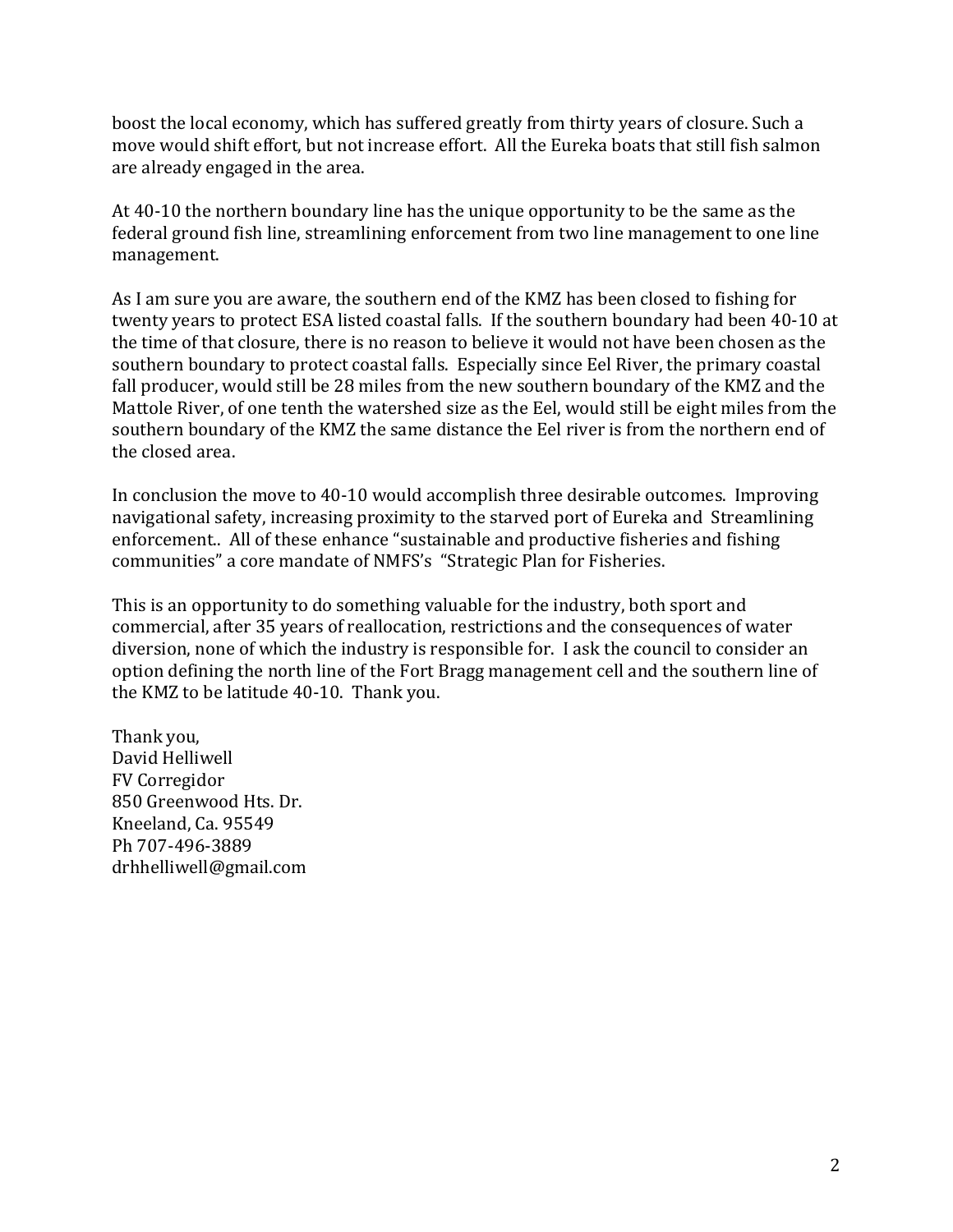boost the local economy, which has suffered greatly from thirty years of closure. Such a move would shift effort, but not increase effort. All the Eureka boats that still fish salmon are already engaged in the area.

At 40-10 the northern boundary line has the unique opportunity to be the same as the federal ground fish line, streamlining enforcement from two line management to one line management.

As I am sure you are aware, the southern end of the KMZ has been closed to fishing for twenty years to protect ESA listed coastal falls. If the southern boundary had been 40-10 at the time of that closure, there is no reason to believe it would not have been chosen as the southern boundary to protect coastal falls. Especially since Eel River, the primary coastal fall producer, would still be 28 miles from the new southern boundary of the KMZ and the Mattole River, of one tenth the watershed size as the Eel, would still be eight miles from the southern boundary of the KMZ the same distance the Eel river is from the northern end of the closed area.

In conclusion the move to 40-10 would accomplish three desirable outcomes. Improving navigational safety, increasing proximity to the starved port of Eureka and Streamlining enforcement.. All of these enhance "sustainable and productive fisheries and fishing communities" a core mandate of NMFS's "Strategic Plan for Fisheries.

This is an opportunity to do something valuable for the industry, both sport and commercial, after 35 years of reallocation, restrictions and the consequences of water diversion, none of which the industry is responsible for. I ask the council to consider an option defining the north line of the Fort Bragg management cell and the southern line of the KMZ to be latitude 40-10. Thank you.

Thank you,
David Helliwell
FV Corregidor
850 Greenwood Hts. Dr.
Kneeland, Ca. 95549
Ph 707-496-3889
drhhelliwell@gmail.com